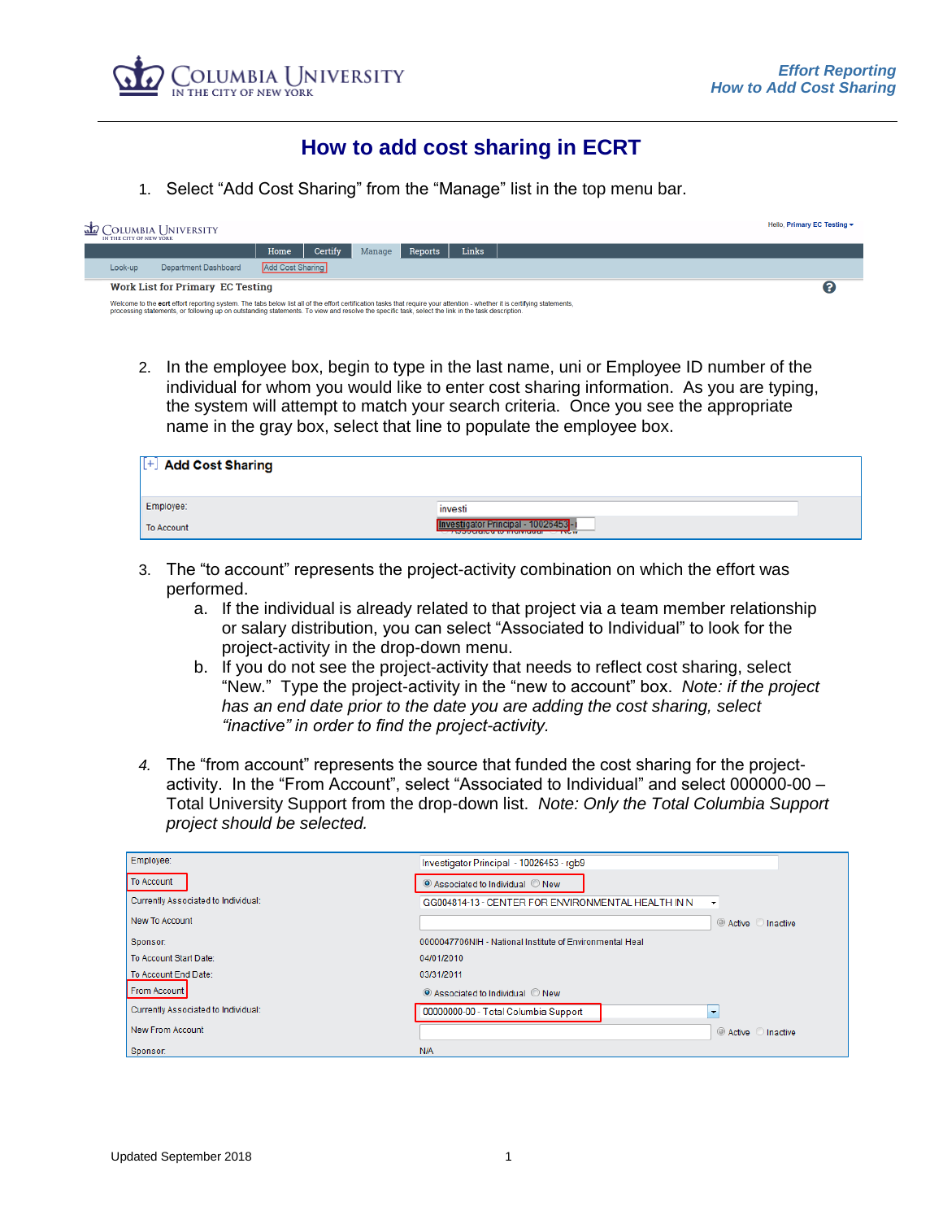# How to add cost sharing in ECRT

1. Select "Add Cost Sharing" from the "Manage" list in the top menu bar.

2. In the employee box, begin to type in the last name, uni or Employee ID number of the individual for whom you would like to enter cost sharing information. As you are typing, the system will attempt to match your search criteria. Once you see the appropriate name in the gray box, select that line to populate the employee box.

3. The "to account" represents the project-activity combination on which the effort was performed.
   a. If the individual is already related to that project via a team member relationship or salary distribution, you can select "Associated to Individual" to look for the project-activity in the drop-down menu.
   b. If you do not see the project-activity that needs to reflect cost sharing, select "New." Type the project-activity in the "new to account" box. *Note: if the project has an end date prior to the date you are adding the cost sharing, select "inactive" in order to find the project-activity.*

4. The "from account" represents the source that funded the cost sharing for the project-activity. In the "From Account", select "Associated to Individual" and select 000000-00 – Total University Support from the drop-down list. *Note: Only the Total Columbia Support project should be selected.*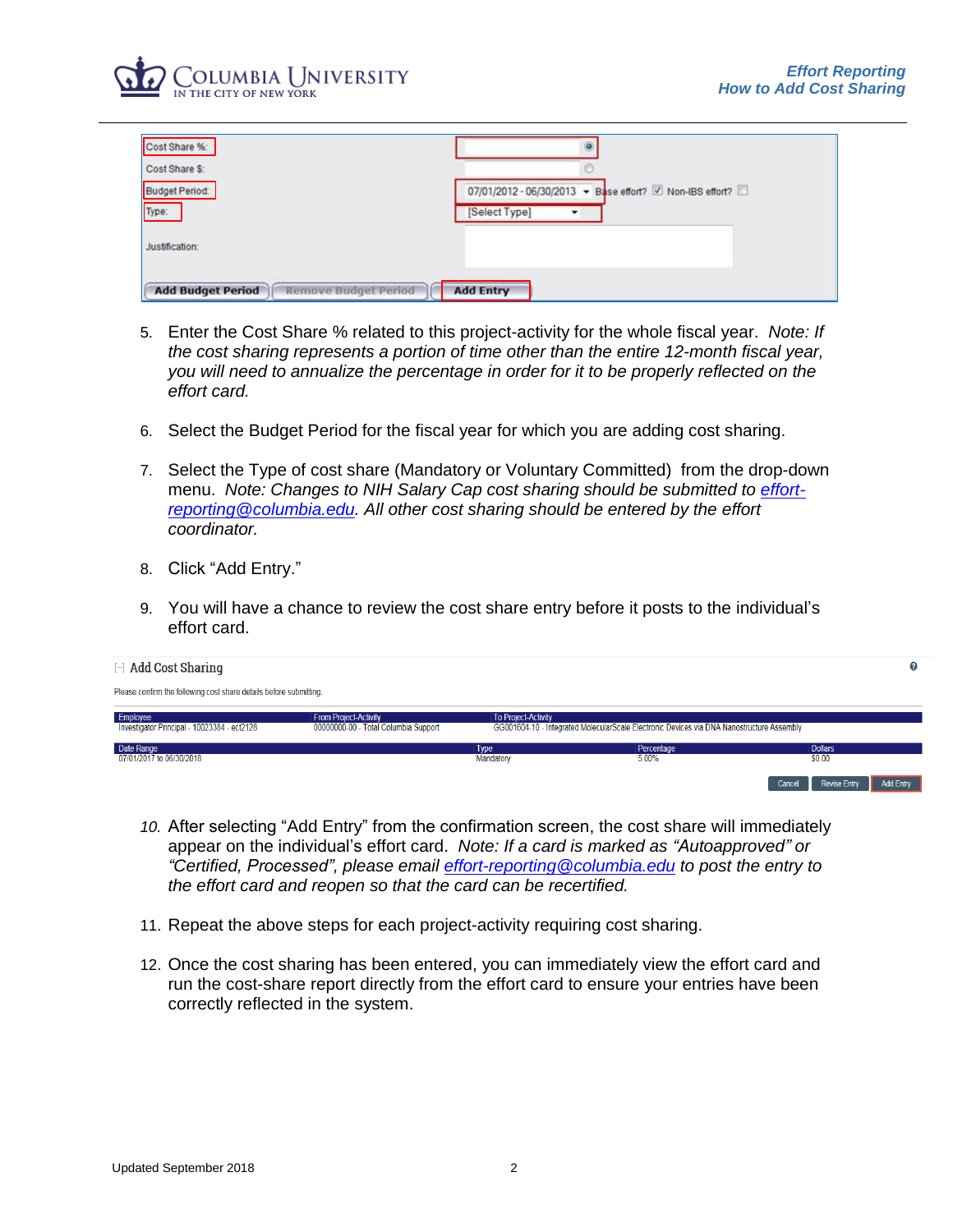Cost Share %:

Cost Share $:

Budget Period: 07/01/2012 - 06/30/2013 Base effort? Non-IBS effort?

Type: [Select Type]

Justification:

Add Budget Period | Remove Budget Period | Add Entry

5. Enter the Cost Share % related to this project-activity for the whole fiscal year. *Note: If the cost sharing represents a portion of time other than the entire 12-month fiscal year, you will need to annualize the percentage in order for it to be properly reflected on the effort card.*

6. Select the Budget Period for the fiscal year for which you are adding cost sharing.

7. Select the Type of cost share (Mandatory or Voluntary Committed) from the drop-down menu. *Note: Changes to NIH Salary Cap cost sharing should be submitted to effort-reporting@columbia.edu. All other cost sharing should be entered by the effort coordinator.*

8. Click "Add Entry."

9. You will have a chance to review the cost share entry before it posts to the individual's effort card.

[-] Add Cost Sharing

Please confirm the following cost share details before submitting.

| Employee | From Project-Activity | To Project-Activity |
|---|---|---|
| Investigator Principal - 10023384 - ect2128 | 00000000-00 - Total Columbia Support | GG001604-10 - Integrated MolecularScale Electronic Devices via DNA Nanostructure Assembly |

| Date Range | Type | Percentage | Dollars |
|---|---|---|---|
| 07/01/2017 to 06/30/2018 | Mandatory | 5.00% | $0.00 |

Cancel | Revise Entry | Add Entry

10. After selecting "Add Entry" from the confirmation screen, the cost share will immediately appear on the individual's effort card. *Note: If a card is marked as "Autoapproved" or "Certified, Processed", please email effort-reporting@columbia.edu to post the entry to the effort card and reopen so that the card can be recertified.*

11. Repeat the above steps for each project-activity requiring cost sharing.

12. Once the cost sharing has been entered, you can immediately view the effort card and run the cost-share report directly from the effort card to ensure your entries have been correctly reflected in the system.

Updated September 2018